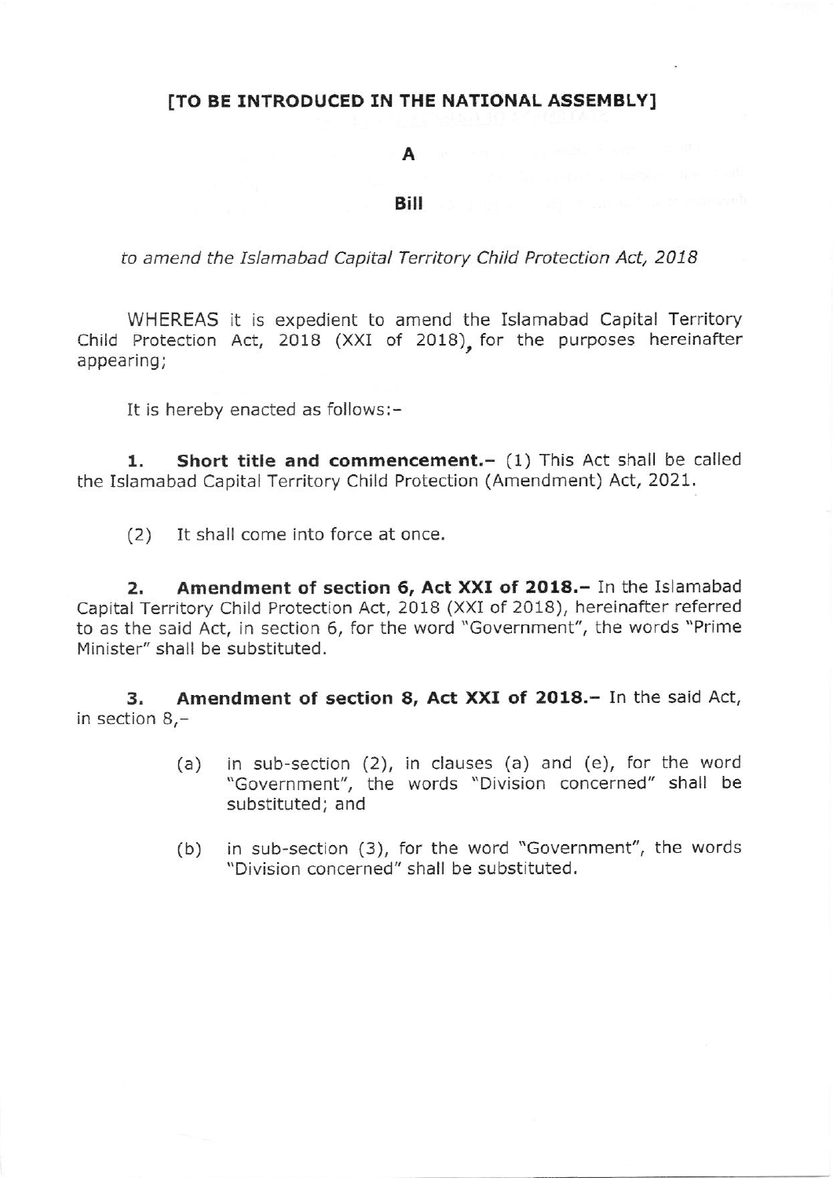**[TO BE INTRODUCED IN THE NATIONAL ASSEMBLY]**

**A**

**Bill**

*to amend the Islamabad Capital Territory Child Protection Act, 2018*

WHEREAS it is expedient to amend the Islamabad Capital Territory Child Protection Act, 2018 (XXI of 2018), for the purposes hereinafter appearing;

It is hereby enacted as follows:-

**1. Short title and commencement.-** (1) This Act shall be called the Islamabad Capital Territory Child Protection (Amendment) Act, 2021.

(2) It shall come into force at once.

**2. Amendment of section 6, Act XXI of 2018.-** In the Islamabad Capital Territory Child Protection Act, 2018 (XXI of 2018), hereinafter referred to as the said Act, in section 6, for the word "Government", the words "Prime Minister" shall be substituted.

**3. Amendment of section 8, Act XXI of 2018.-** In the said Act, in section 8,-

(a) in sub-section (2), in clauses (a) and (e), for the word "Government", the words "Division concerned" shall be substituted; and

(b) in sub-section (3), for the word "Government", the words "Division concerned" shall be substituted.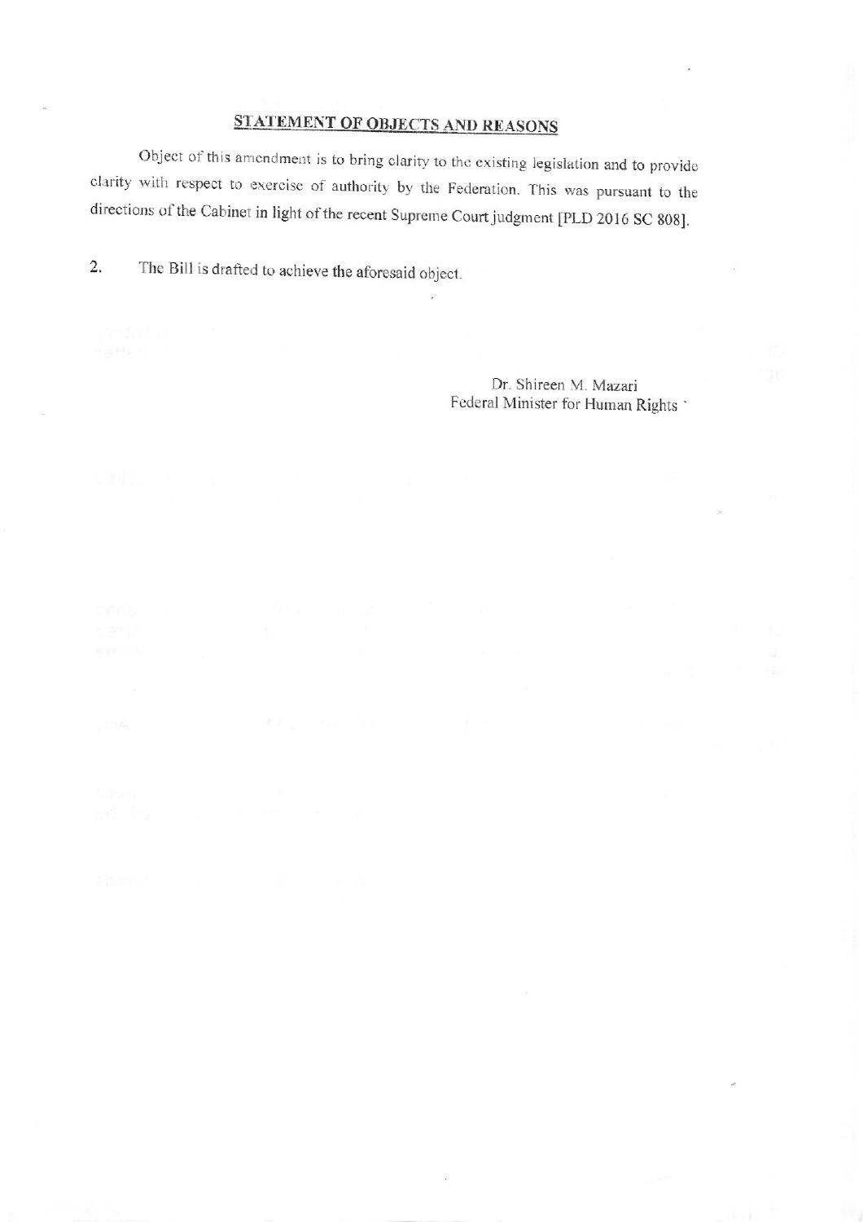## STATEMENT OF OBJECTS AND REASONS

Object of this amendment is to bring clarity to the existing legislation and to provide clarity with respect to exercise of authority by the Federation. This was pursuant to the directions of the Cabinet in light of the recent Supreme Court judgment [PLD 2016 SC 808].

2. The Bill is drafted to achieve the aforesaid object.

Dr. Shireen M. Mazari
Federal Minister for Human Rights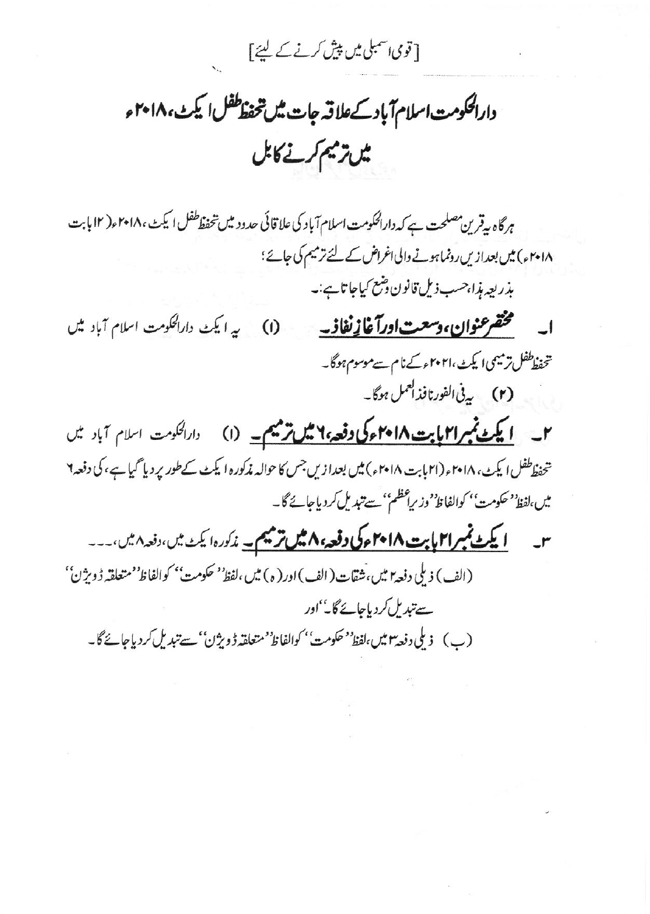[قومی اسمبلی میں پیش کرنے کے لیئے]

# دارالحکومت اسلام آباد کے علاقہ جات میں تحفظ طفل ایکٹ، ۲۰۱۸ء میں ترمیم کرنے کا بل

ہرگاہ یہ قرین مصلحت ہے کہ دارالحکومت اسلام آباد کی علاقائی حدود میں تحفظ طفل ایکٹ، ۲۰۱۸ء (۲۱ بابت ۲۰۱۸ء) میں بعدازیں رونما ہونے والی اغراض کے لئے ترمیم کی جائے؛

بذریعہ ہذا، حسب ذیل قانون وضع کیا جاتا ہے:۔

۱۔ **مختصر عنوان، وسعت اور آغاز نفاذ۔** (۱) یہ ایکٹ دارالحکومت اسلام آباد میں تحفظ طفل ترمیمی ایکٹ، ۲۰۲۱ء کے نام سے موسوم ہوگا۔

(۲) یہ فی الفور نافذ العمل ہوگا۔

۲۔ **ایکٹ نمبر ۲۱ بابت ۲۰۱۸ء کی دفعہ ۶ میں ترمیم۔** (۱) دارالحکومت اسلام آباد میں تحفظ طفل ایکٹ، ۲۰۱۸ء (۲۱ بابت ۲۰۱۸ء) میں بعدازیں جس کا حوالہ مذکورہ ایکٹ کے طور پر دیا گیا ہے، کی دفعہ ۶ میں، لفظ "حکومت" کو الفاظ "وزیر اعظم" سے تبدیل کر دیا جائے گا۔

۳۔ **ایکٹ نمبر ۲۱ بابت ۲۰۱۸ء کی دفعہ ۸ میں ترمیم۔** مذکورہ ایکٹ میں، دفعہ ۸ میں،۔۔۔

(الف) ذیلی دفعہ ۲ میں، شقات (الف) اور (ہ) میں، لفظ "حکومت" کو الفاظ "متعلقہ ڈویژن" سے تبدیل کر دیا جائے گا۔" اور

(ب) ذیلی دفعہ ۳ میں، لفظ "حکومت" کو الفاظ "متعلقہ ڈویژن" سے تبدیل کر دیا جائے گا۔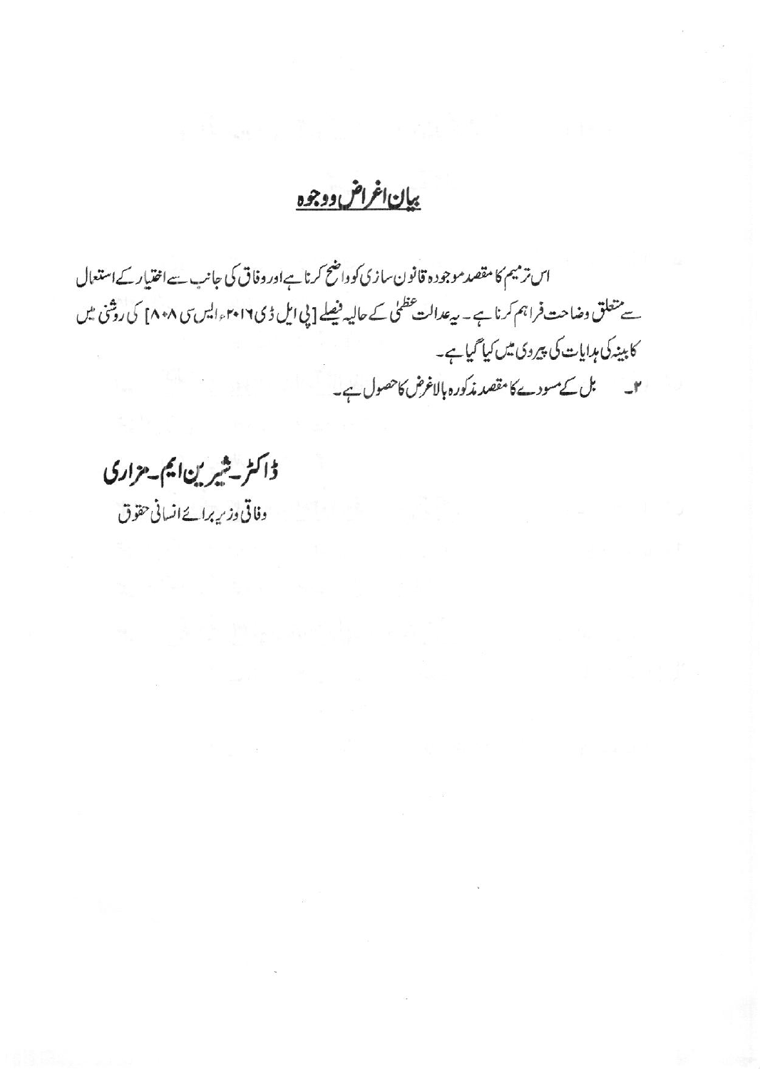## بیان اغراض ووجوہ

اس ترمیم کا مقصد موجودہ قانون سازی کو واضح کرنا ہے اور وفاق کی جانب سے اختیار کے استعمال سے متعلق وضاحت فراہم کرنا ہے۔ یہ عدالت عظمیٰ کے حالیہ فیصلے [پی ایل ڈی ۲۰۱۶ء ایس سی ۸۰۸] کی روشنی میں کابینہ کی ہدایات کی پیروی میں کیا گیا ہے۔

۲۔ بل کے مسودے کا مقصد مذکورہ بالا غرض کا حصول ہے۔

**ڈاکٹر۔ شیریں ایم۔ مزاری**

وفاقی وزیر برائے انسانی حقوق